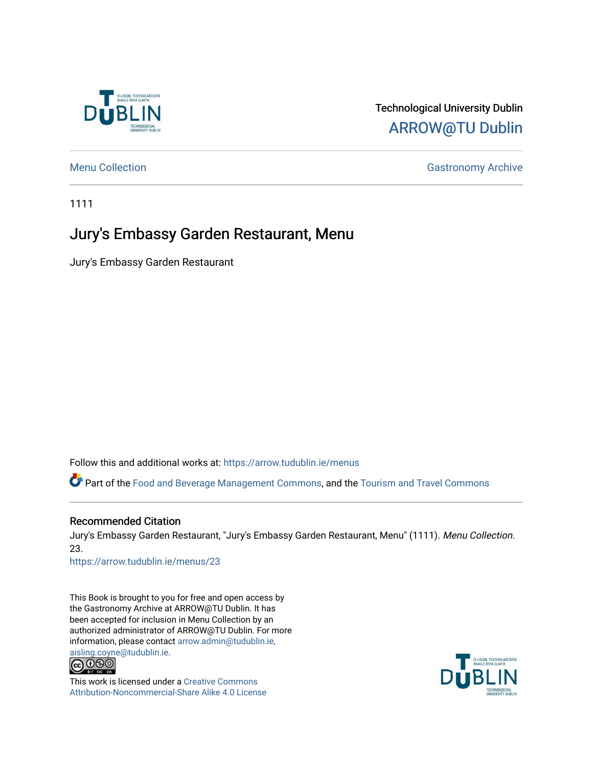Technological University Dublin

ARROW@TU Dublin

Menu Collection

Gastronomy Archive

1111

# Jury's Embassy Garden Restaurant, Menu

Jury's Embassy Garden Restaurant

Follow this and additional works at: https://arrow.tudublin.ie/menus

Part of the Food and Beverage Management Commons, and the Tourism and Travel Commons

## Recommended Citation

Jury's Embassy Garden Restaurant, "Jury's Embassy Garden Restaurant, Menu" (1111). *Menu Collection*. 23.
https://arrow.tudublin.ie/menus/23

This Book is brought to you for free and open access by the Gastronomy Archive at ARROW@TU Dublin. It has been accepted for inclusion in Menu Collection by an authorized administrator of ARROW@TU Dublin. For more information, please contact arrow.admin@tudublin.ie, aisling.coyne@tudublin.ie.

This work is licensed under a Creative Commons Attribution-Noncommercial-Share Alike 4.0 License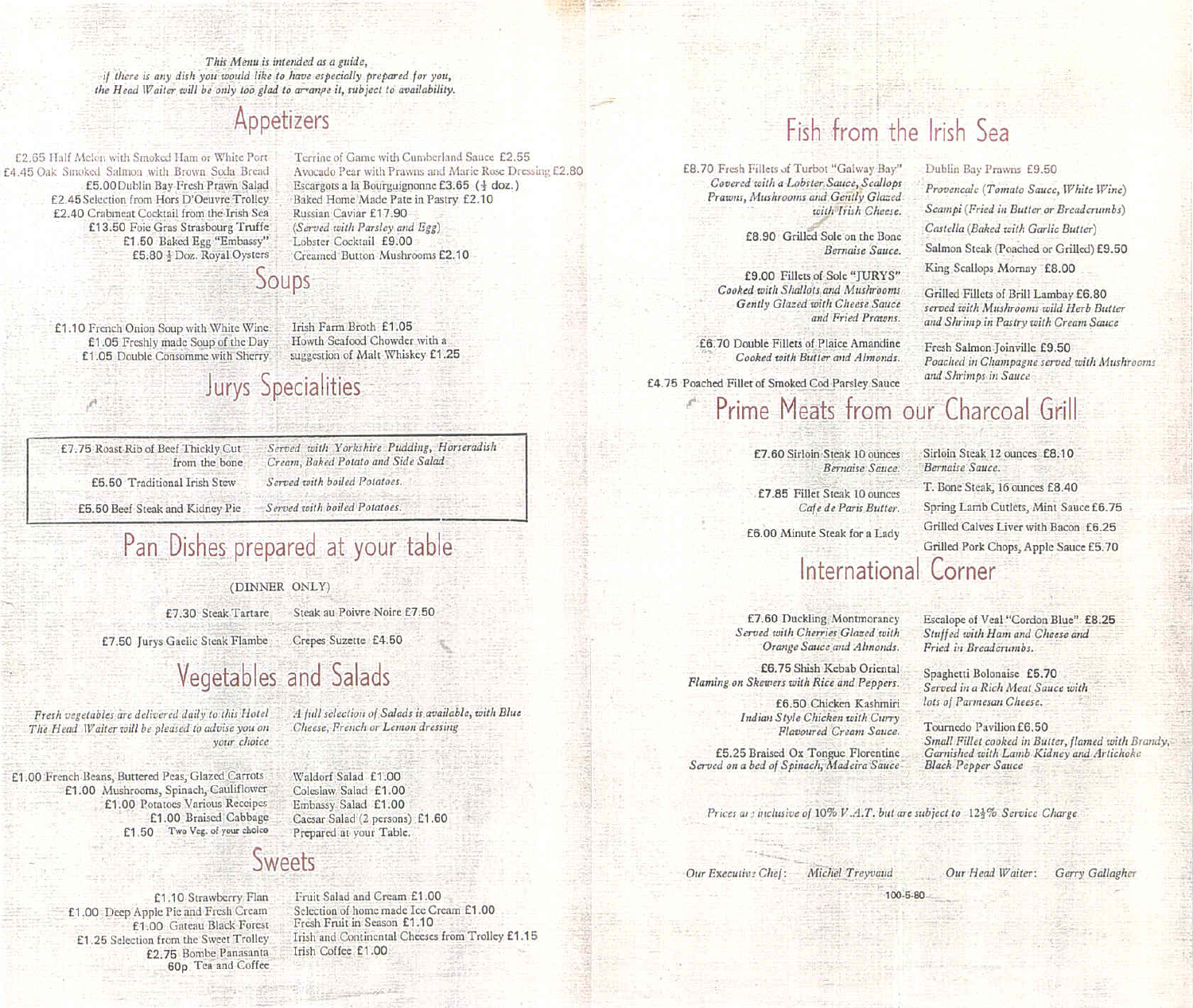*This Menu is intended as a guide,*
*if there is any dish you would like to have especially prepared for you,*
*the Head Waiter will be only too glad to arrange it, subject to availability.*

# Appetizers

£2.65 Half Melon with Smoked Ham or White Port
£4.45 Oak Smoked Salmon with Brown Soda Bread
£5.00 Dublin Bay Fresh Prawn Salad
£2.45 Selection from Hors D'Oeuvre Trolley
£2.40 Crabmeat Cocktail from the Irish Sea
£13.50 Foie Gras Strasbourg Truffe
£1.50 Baked Egg "Embassy"
£5.80 ½ Doz. Royal Oysters

Terrine of Game with Cumberland Sauce £2.55
Avocado Pear with Prawns and Marie Rose Dressing £2.80
Escargots a la Bourguignonne £3.65 (½ doz.)
Baked Home Made Pate in Pastry £2.10
Russian Caviar £17.90
*(Served with Parsley and Egg)*
Lobster Cocktail £9.00
Creamed Button Mushrooms £2.10

# Soups

£1.10 French Onion Soup with White Wine
£1.05 Freshly made Soup of the Day
£1.05 Double Consomme with Sherry

Irish Farm Broth £1.05
Howth Seafood Chowder with a suggestion of Malt Whiskey £1.25

# Jurys Specialities

| | |
|---|---|
| £7.75 Roast Rib of Beef Thickly Cut from the bone | *Served with Yorkshire Pudding, Horseradish Cream, Baked Potato and Side Salad* |
| £5.50 Traditional Irish Stew | *Served with boiled Potatoes.* |
| £5.50 Beef Steak and Kidney Pie | *Served with boiled Potatoes.* |

# Pan Dishes prepared at your table

(DINNER ONLY)

£7.30 Steak Tartare
£7.50 Jurys Gaelic Steak Flambe

Steak au Poivre Noire £7.50
Crepes Suzette £4.50

# Vegetables and Salads

*Fresh vegetables are delivered daily to this Hotel*
*The Head Waiter will be pleased to advise you on your choice*

*A full selection of Salads is available, with Blue Cheese, French or Lemon dressing*

£1.00 French Beans, Buttered Peas, Glazed Carrots
£1.00 Mushrooms, Spinach, Cauliflower
£1.00 Potatoes Various Receipes
£1.00 Braised Cabbage
£1.50 Two Veg. of your choice

Waldorf Salad £1.00
Coleslaw Salad £1.00
Embassy Salad £1.00
Caesar Salad (2 persons) £1.60
Prepared at your Table.

# Sweets

£1.10 Strawberry Flan
£1.00 Deep Apple Pie and Fresh Cream
£1.00 Gateau Black Forest
£1.25 Selection from the Sweet Trolley
£2.75 Bombe Panasanta
60p Tea and Coffee

Fruit Salad and Cream £1.00
Selection of home made Ice Cream £1.00
Fresh Fruit in Season £1.10
Irish and Continental Cheeses from Trolley £1.15
Irish Coffee £1.00

# Fish from the Irish Sea

£8.70 Fresh Fillets of Turbot "Galway Bay"
*Covered with a Lobster Sauce, Scallops Prawns, Mushrooms and Gently Glazed with Irish Cheese.*

£8.90 Grilled Sole on the Bone
*Bernaise Sauce.*

£9.00 Fillets of Sole "JURYS"
*Cooked with Shallots and Mushrooms Gently Glazed with Cheese Sauce and Fried Prawns.*

£6.70 Double Fillets of Plaice Amandine
*Cooked with Butter and Almonds.*

£4.75 Poached Fillet of Smoked Cod Parsley Sauce

Dublin Bay Prawns £9.50
*Provencale (Tomato Sauce, White Wine)*
*Scampi (Fried in Butter or Breadcrumbs)*
*Castella (Baked with Garlic Butter)*
Salmon Steak (Poached or Grilled) £9.50
King Scallops Mornay £8.00

Grilled Fillets of Brill Lambay £6.80
*served with Mushrooms wild Herb Butter and Shrimp in Pastry with Cream Sauce*

Fresh Salmon Joinville £9.50
*Poached in Champagne served with Mushrooms and Shrimps in Sauce*

# Prime Meats from our Charcoal Grill

£7.60 Sirloin Steak 10 ounces
*Bernaise Sauce.*

£7.85 Fillet Steak 10 ounces
*Cafe de Paris Butter.*

£6.00 Minute Steak for a Lady

Sirloin Steak 12 ounces £8.10
*Bernaise Sauce.*
T. Bone Steak, 16 ounces £8.40
Spring Lamb Cutlets, Mint Sauce £6.75
Grilled Calves Liver with Bacon £6.25
Grilled Pork Chops, Apple Sauce £5.70

# International Corner

£7.60 Duckling Montmorancy
*Served with Cherries Glazed with Orange Sauce and Almonds.*

£6.75 Shish Kebab Oriental
*Flaming on Skewers with Rice and Peppers.*

£6.50 Chicken Kashmiri
*Indian Style Chicken with Curry Flavoured Cream Sauce.*

£5.25 Braised Ox Tongue Florentine
*Served on a bed of Spinach, Madeira Sauce*

Escalope of Veal "Cordon Blue" £8.25
*Stuffed with Ham and Cheese and Fried in Breadcrumbs.*

Spaghetti Bolonaise £5.70
*Served in a Rich Meat Sauce with lots of Parmesan Cheese.*

Tournedo Pavilion £6.50
*Small Fillet cooked in Butter, flamed with Brandy, Garnished with Lamb Kidney and Artichoke Black Pepper Sauce*

*Prices are inclusive of 10% V.A.T. but are subject to 12½% Service Charge*

*Our Executive Chef:* *Michel Treyvaud*  *Our Head Waiter:* *Gerry Gallagher*

100-5-80